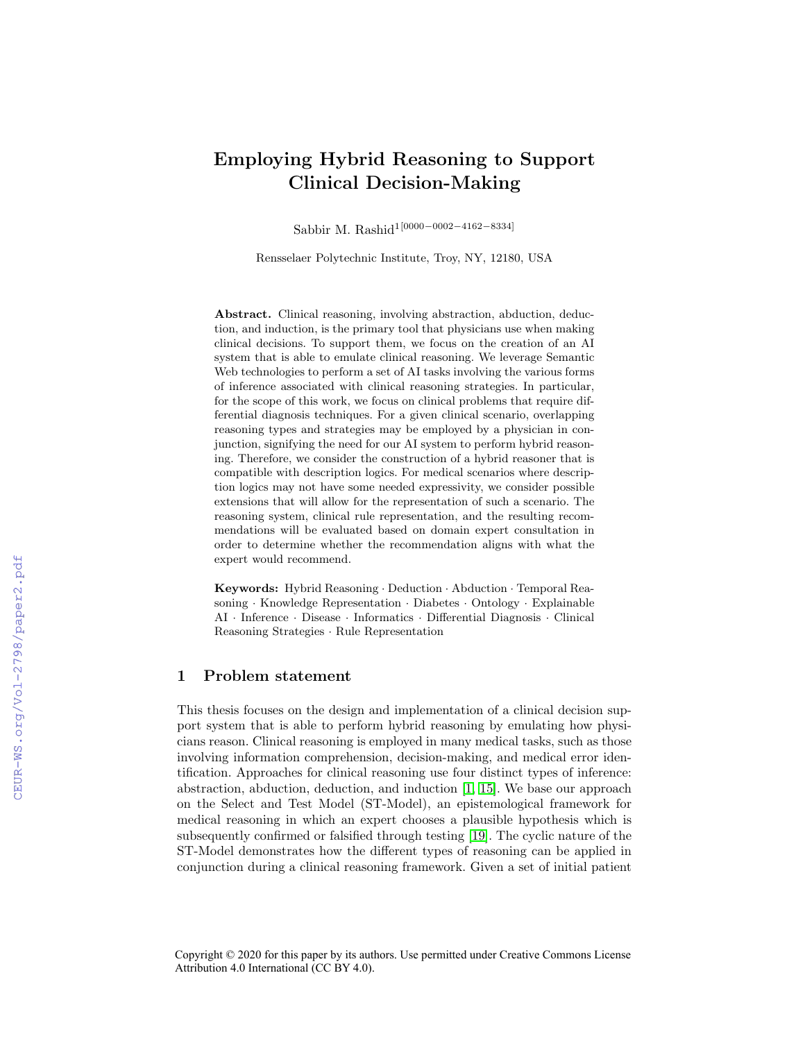# Employing Hybrid Reasoning to Support Clinical Decision-Making

Sabbir M. Rashid[1[0000−0002−4162−8334]]

Rensselaer Polytechnic Institute, Troy, NY, 12180, USA

**Abstract.** Clinical reasoning, involving abstraction, abduction, deduction, and induction, is the primary tool that physicians use when making clinical decisions. To support them, we focus on the creation of an AI system that is able to emulate clinical reasoning. We leverage Semantic Web technologies to perform a set of AI tasks involving the various forms of inference associated with clinical reasoning strategies. In particular, for the scope of this work, we focus on clinical problems that require differential diagnosis techniques. For a given clinical scenario, overlapping reasoning types and strategies may be employed by a physician in conjunction, signifying the need for our AI system to perform hybrid reasoning. Therefore, we consider the construction of a hybrid reasoner that is compatible with description logics. For medical scenarios where description logics may not have some needed expressivity, we consider possible extensions that will allow for the representation of such a scenario. The reasoning system, clinical rule representation, and the resulting recommendations will be evaluated based on domain expert consultation in order to determine whether the recommendation aligns with what the expert would recommend.

**Keywords:** Hybrid Reasoning · Deduction · Abduction · Temporal Reasoning · Knowledge Representation · Diabetes · Ontology · Explainable AI · Inference · Disease · Informatics · Differential Diagnosis · Clinical Reasoning Strategies · Rule Representation

## 1 Problem statement

This thesis focuses on the design and implementation of a clinical decision support system that is able to perform hybrid reasoning by emulating how physicians reason. Clinical reasoning is employed in many medical tasks, such as those involving information comprehension, decision-making, and medical error identification. Approaches for clinical reasoning use four distinct types of inference: abstraction, abduction, deduction, and induction [1, 15]. We base our approach on the Select and Test Model (ST-Model), an epistemological framework for medical reasoning in which an expert chooses a plausible hypothesis which is subsequently confirmed or falsified through testing [19]. The cyclic nature of the ST-Model demonstrates how the different types of reasoning can be applied in conjunction during a clinical reasoning framework. Given a set of initial patient

Copyright © 2020 for this paper by its authors. Use permitted under Creative Commons License Attribution 4.0 International (CC BY 4.0).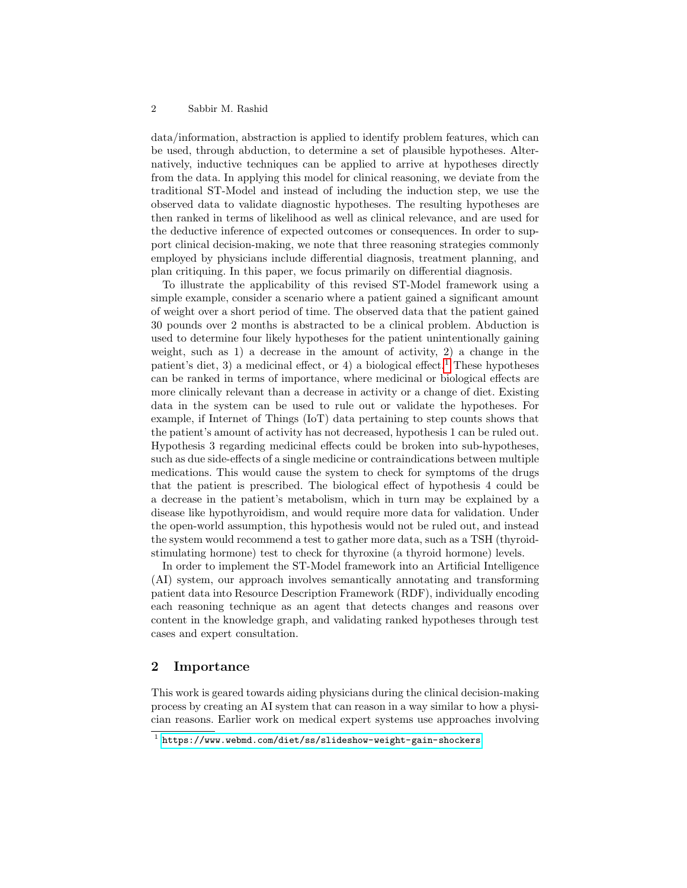data/information, abstraction is applied to identify problem features, which can be used, through abduction, to determine a set of plausible hypotheses. Alternatively, inductive techniques can be applied to arrive at hypotheses directly from the data. In applying this model for clinical reasoning, we deviate from the traditional ST-Model and instead of including the induction step, we use the observed data to validate diagnostic hypotheses. The resulting hypotheses are then ranked in terms of likelihood as well as clinical relevance, and are used for the deductive inference of expected outcomes or consequences. In order to support clinical decision-making, we note that three reasoning strategies commonly employed by physicians include differential diagnosis, treatment planning, and plan critiquing. In this paper, we focus primarily on differential diagnosis.

To illustrate the applicability of this revised ST-Model framework using a simple example, consider a scenario where a patient gained a significant amount of weight over a short period of time. The observed data that the patient gained 30 pounds over 2 months is abstracted to be a clinical problem. Abduction is used to determine four likely hypotheses for the patient unintentionally gaining weight, such as 1) a decrease in the amount of activity, 2) a change in the patient's diet, 3) a medicinal effect, or 4) a biological effect.[1] These hypotheses can be ranked in terms of importance, where medicinal or biological effects are more clinically relevant than a decrease in activity or a change of diet. Existing data in the system can be used to rule out or validate the hypotheses. For example, if Internet of Things (IoT) data pertaining to step counts shows that the patient's amount of activity has not decreased, hypothesis 1 can be ruled out. Hypothesis 3 regarding medicinal effects could be broken into sub-hypotheses, such as due side-effects of a single medicine or contraindications between multiple medications. This would cause the system to check for symptoms of the drugs that the patient is prescribed. The biological effect of hypothesis 4 could be a decrease in the patient's metabolism, which in turn may be explained by a disease like hypothyroidism, and would require more data for validation. Under the open-world assumption, this hypothesis would not be ruled out, and instead the system would recommend a test to gather more data, such as a TSH (thyroid-stimulating hormone) test to check for thyroxine (a thyroid hormone) levels.

In order to implement the ST-Model framework into an Artificial Intelligence (AI) system, our approach involves semantically annotating and transforming patient data into Resource Description Framework (RDF), individually encoding each reasoning technique as an agent that detects changes and reasons over content in the knowledge graph, and validating ranked hypotheses through test cases and expert consultation.

## 2 Importance

This work is geared towards aiding physicians during the clinical decision-making process by creating an AI system that can reason in a way similar to how a physician reasons. Earlier work on medical expert systems use approaches involving

[1] https://www.webmd.com/diet/ss/slideshow-weight-gain-shockers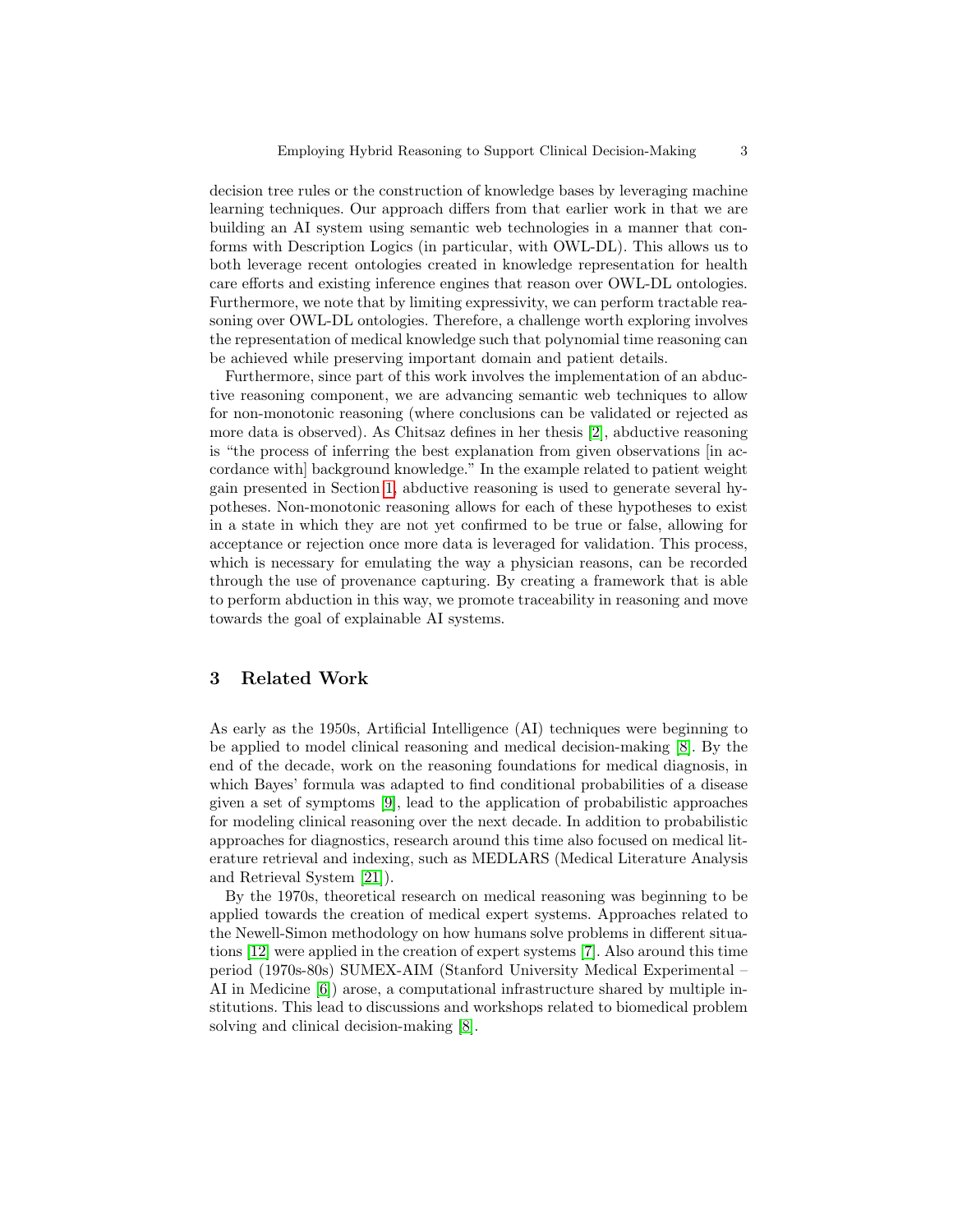decision tree rules or the construction of knowledge bases by leveraging machine learning techniques. Our approach differs from that earlier work in that we are building an AI system using semantic web technologies in a manner that conforms with Description Logics (in particular, with OWL-DL). This allows us to both leverage recent ontologies created in knowledge representation for health care efforts and existing inference engines that reason over OWL-DL ontologies. Furthermore, we note that by limiting expressivity, we can perform tractable reasoning over OWL-DL ontologies. Therefore, a challenge worth exploring involves the representation of medical knowledge such that polynomial time reasoning can be achieved while preserving important domain and patient details.

Furthermore, since part of this work involves the implementation of an abductive reasoning component, we are advancing semantic web techniques to allow for non-monotonic reasoning (where conclusions can be validated or rejected as more data is observed). As Chitsaz defines in her thesis [2], abductive reasoning is "the process of inferring the best explanation from given observations [in accordance with] background knowledge." In the example related to patient weight gain presented in Section 1, abductive reasoning is used to generate several hypotheses. Non-monotonic reasoning allows for each of these hypotheses to exist in a state in which they are not yet confirmed to be true or false, allowing for acceptance or rejection once more data is leveraged for validation. This process, which is necessary for emulating the way a physician reasons, can be recorded through the use of provenance capturing. By creating a framework that is able to perform abduction in this way, we promote traceability in reasoning and move towards the goal of explainable AI systems.

## 3 Related Work

As early as the 1950s, Artificial Intelligence (AI) techniques were beginning to be applied to model clinical reasoning and medical decision-making [8]. By the end of the decade, work on the reasoning foundations for medical diagnosis, in which Bayes' formula was adapted to find conditional probabilities of a disease given a set of symptoms [9], lead to the application of probabilistic approaches for modeling clinical reasoning over the next decade. In addition to probabilistic approaches for diagnostics, research around this time also focused on medical literature retrieval and indexing, such as MEDLARS (Medical Literature Analysis and Retrieval System [21]).

By the 1970s, theoretical research on medical reasoning was beginning to be applied towards the creation of medical expert systems. Approaches related to the Newell-Simon methodology on how humans solve problems in different situations [12] were applied in the creation of expert systems [7]. Also around this time period (1970s-80s) SUMEX-AIM (Stanford University Medical Experimental – AI in Medicine [6]) arose, a computational infrastructure shared by multiple institutions. This lead to discussions and workshops related to biomedical problem solving and clinical decision-making [8].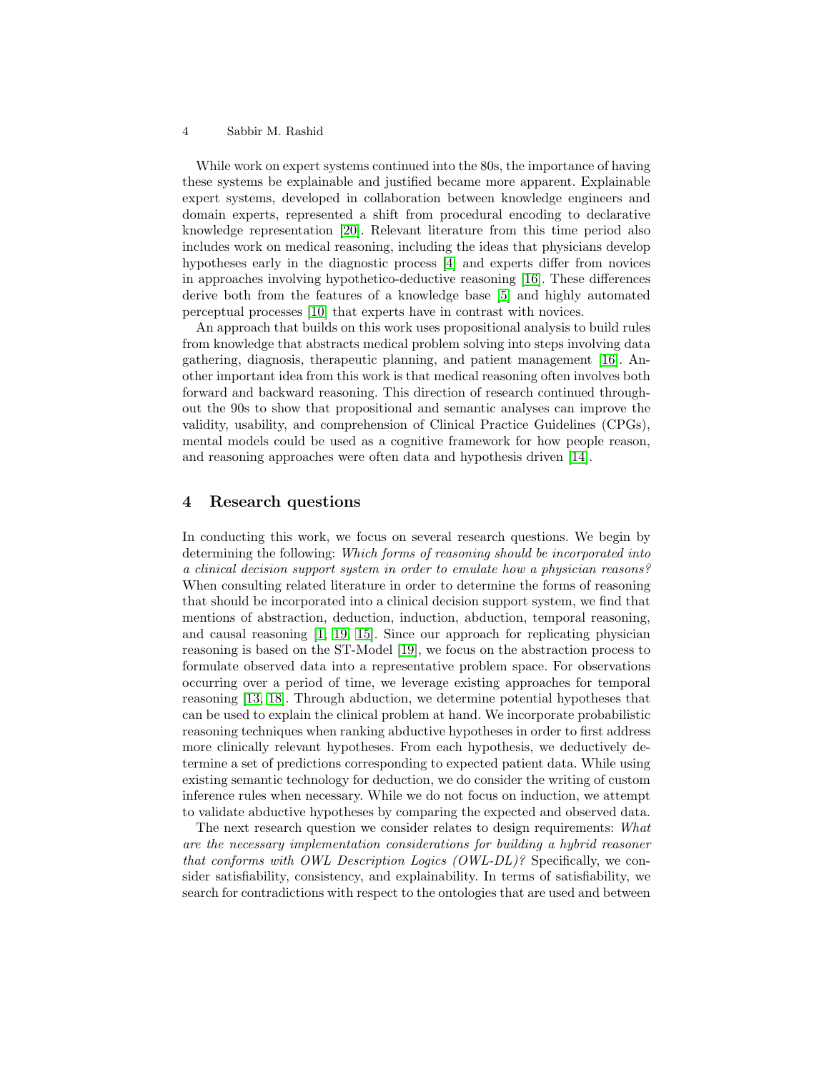While work on expert systems continued into the 80s, the importance of having these systems be explainable and justified became more apparent. Explainable expert systems, developed in collaboration between knowledge engineers and domain experts, represented a shift from procedural encoding to declarative knowledge representation [20]. Relevant literature from this time period also includes work on medical reasoning, including the ideas that physicians develop hypotheses early in the diagnostic process [4] and experts differ from novices in approaches involving hypothetico-deductive reasoning [16]. These differences derive both from the features of a knowledge base [5] and highly automated perceptual processes [10] that experts have in contrast with novices.

An approach that builds on this work uses propositional analysis to build rules from knowledge that abstracts medical problem solving into steps involving data gathering, diagnosis, therapeutic planning, and patient management [16]. Another important idea from this work is that medical reasoning often involves both forward and backward reasoning. This direction of research continued throughout the 90s to show that propositional and semantic analyses can improve the validity, usability, and comprehension of Clinical Practice Guidelines (CPGs), mental models could be used as a cognitive framework for how people reason, and reasoning approaches were often data and hypothesis driven [14].

## 4 Research questions

In conducting this work, we focus on several research questions. We begin by determining the following: *Which forms of reasoning should be incorporated into a clinical decision support system in order to emulate how a physician reasons?* When consulting related literature in order to determine the forms of reasoning that should be incorporated into a clinical decision support system, we find that mentions of abstraction, deduction, induction, abduction, temporal reasoning, and causal reasoning [1, 19, 15]. Since our approach for replicating physician reasoning is based on the ST-Model [19], we focus on the abstraction process to formulate observed data into a representative problem space. For observations occurring over a period of time, we leverage existing approaches for temporal reasoning [13, 18]. Through abduction, we determine potential hypotheses that can be used to explain the clinical problem at hand. We incorporate probabilistic reasoning techniques when ranking abductive hypotheses in order to first address more clinically relevant hypotheses. From each hypothesis, we deductively determine a set of predictions corresponding to expected patient data. While using existing semantic technology for deduction, we do consider the writing of custom inference rules when necessary. While we do not focus on induction, we attempt to validate abductive hypotheses by comparing the expected and observed data.

The next research question we consider relates to design requirements: *What are the necessary implementation considerations for building a hybrid reasoner that conforms with OWL Description Logics (OWL-DL)?* Specifically, we consider satisfiability, consistency, and explainability. In terms of satisfiability, we search for contradictions with respect to the ontologies that are used and between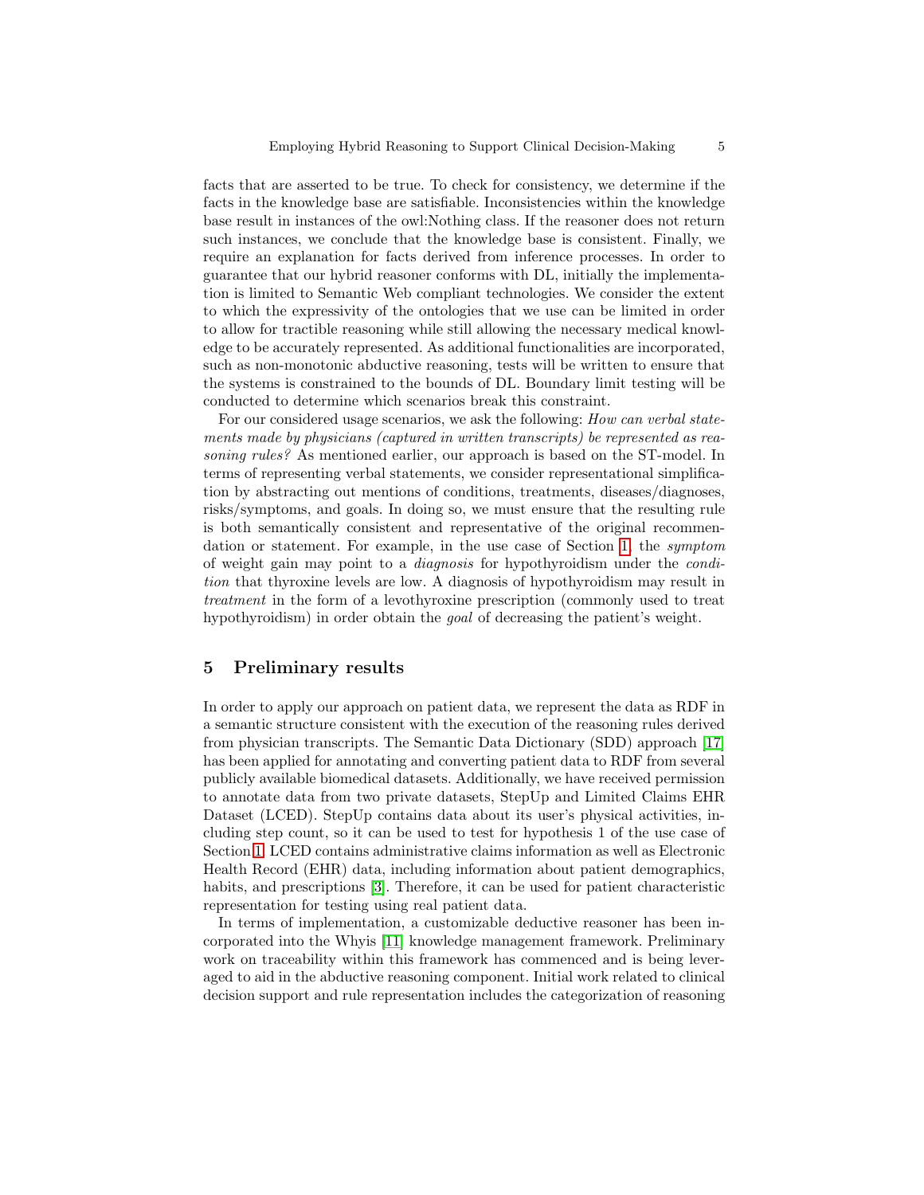facts that are asserted to be true. To check for consistency, we determine if the facts in the knowledge base are satisfiable. Inconsistencies within the knowledge base result in instances of the owl:Nothing class. If the reasoner does not return such instances, we conclude that the knowledge base is consistent. Finally, we require an explanation for facts derived from inference processes. In order to guarantee that our hybrid reasoner conforms with DL, initially the implementation is limited to Semantic Web compliant technologies. We consider the extent to which the expressivity of the ontologies that we use can be limited in order to allow for tractible reasoning while still allowing the necessary medical knowledge to be accurately represented. As additional functionalities are incorporated, such as non-monotonic abductive reasoning, tests will be written to ensure that the systems is constrained to the bounds of DL. Boundary limit testing will be conducted to determine which scenarios break this constraint.

For our considered usage scenarios, we ask the following: *How can verbal statements made by physicians (captured in written transcripts) be represented as reasoning rules?* As mentioned earlier, our approach is based on the ST-model. In terms of representing verbal statements, we consider representational simplification by abstracting out mentions of conditions, treatments, diseases/diagnoses, risks/symptoms, and goals. In doing so, we must ensure that the resulting rule is both semantically consistent and representative of the original recommendation or statement. For example, in the use case of Section 1, the *symptom* of weight gain may point to a *diagnosis* for hypothyroidism under the *condition* that thyroxine levels are low. A diagnosis of hypothyroidism may result in *treatment* in the form of a levothyroxine prescription (commonly used to treat hypothyroidism) in order obtain the *goal* of decreasing the patient's weight.

## 5 Preliminary results

In order to apply our approach on patient data, we represent the data as RDF in a semantic structure consistent with the execution of the reasoning rules derived from physician transcripts. The Semantic Data Dictionary (SDD) approach [17] has been applied for annotating and converting patient data to RDF from several publicly available biomedical datasets. Additionally, we have received permission to annotate data from two private datasets, StepUp and Limited Claims EHR Dataset (LCED). StepUp contains data about its user's physical activities, including step count, so it can be used to test for hypothesis 1 of the use case of Section 1. LCED contains administrative claims information as well as Electronic Health Record (EHR) data, including information about patient demographics, habits, and prescriptions [3]. Therefore, it can be used for patient characteristic representation for testing using real patient data.

In terms of implementation, a customizable deductive reasoner has been incorporated into the Whyis [11] knowledge management framework. Preliminary work on traceability within this framework has commenced and is being leveraged to aid in the abductive reasoning component. Initial work related to clinical decision support and rule representation includes the categorization of reasoning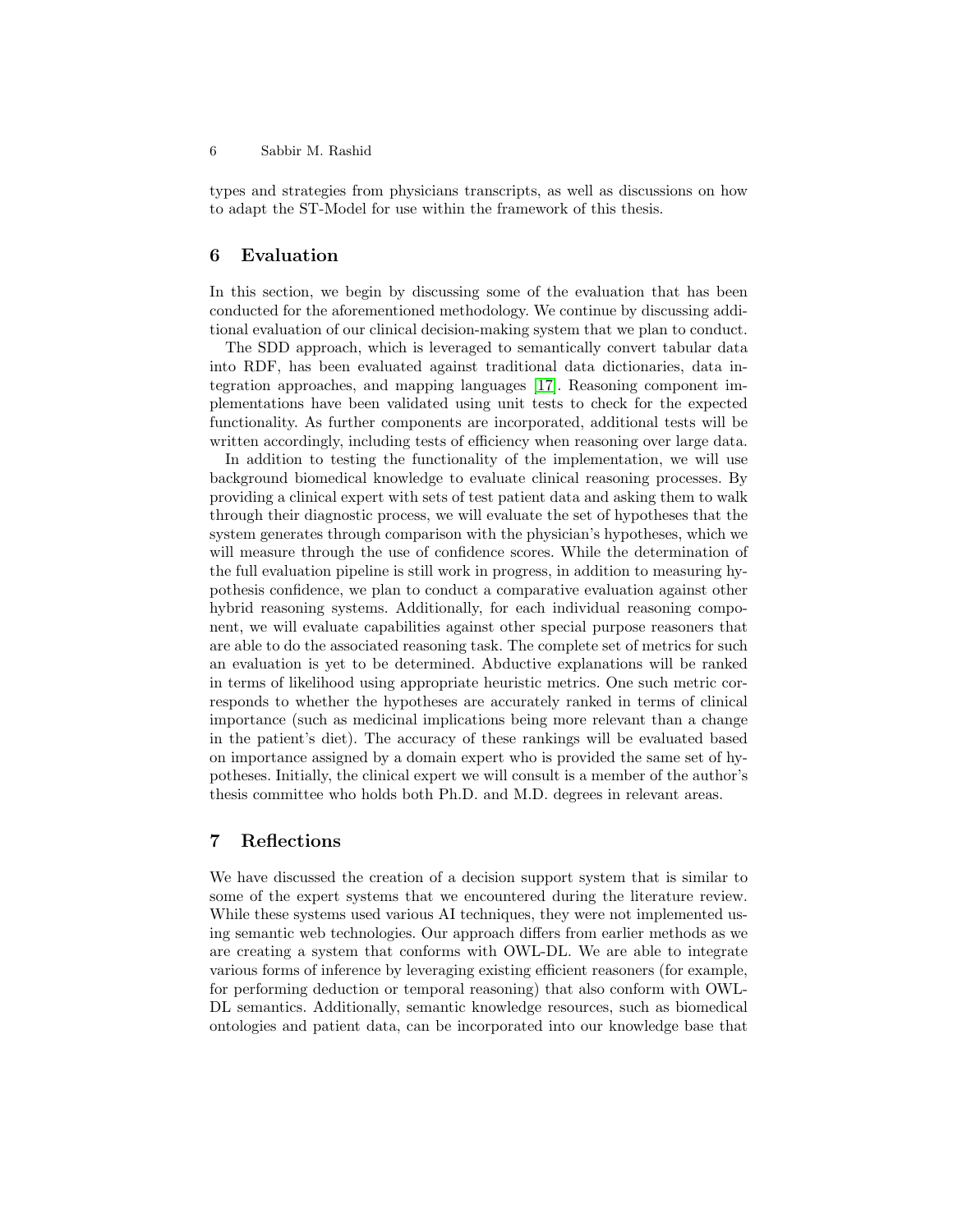types and strategies from physicians transcripts, as well as discussions on how to adapt the ST-Model for use within the framework of this thesis.

## 6 Evaluation

In this section, we begin by discussing some of the evaluation that has been conducted for the aforementioned methodology. We continue by discussing additional evaluation of our clinical decision-making system that we plan to conduct.

The SDD approach, which is leveraged to semantically convert tabular data into RDF, has been evaluated against traditional data dictionaries, data integration approaches, and mapping languages [17]. Reasoning component implementations have been validated using unit tests to check for the expected functionality. As further components are incorporated, additional tests will be written accordingly, including tests of efficiency when reasoning over large data.

In addition to testing the functionality of the implementation, we will use background biomedical knowledge to evaluate clinical reasoning processes. By providing a clinical expert with sets of test patient data and asking them to walk through their diagnostic process, we will evaluate the set of hypotheses that the system generates through comparison with the physician's hypotheses, which we will measure through the use of confidence scores. While the determination of the full evaluation pipeline is still work in progress, in addition to measuring hypothesis confidence, we plan to conduct a comparative evaluation against other hybrid reasoning systems. Additionally, for each individual reasoning component, we will evaluate capabilities against other special purpose reasoners that are able to do the associated reasoning task. The complete set of metrics for such an evaluation is yet to be determined. Abductive explanations will be ranked in terms of likelihood using appropriate heuristic metrics. One such metric corresponds to whether the hypotheses are accurately ranked in terms of clinical importance (such as medicinal implications being more relevant than a change in the patient's diet). The accuracy of these rankings will be evaluated based on importance assigned by a domain expert who is provided the same set of hypotheses. Initially, the clinical expert we will consult is a member of the author's thesis committee who holds both Ph.D. and M.D. degrees in relevant areas.

## 7 Reflections

We have discussed the creation of a decision support system that is similar to some of the expert systems that we encountered during the literature review. While these systems used various AI techniques, they were not implemented using semantic web technologies. Our approach differs from earlier methods as we are creating a system that conforms with OWL-DL. We are able to integrate various forms of inference by leveraging existing efficient reasoners (for example, for performing deduction or temporal reasoning) that also conform with OWL-DL semantics. Additionally, semantic knowledge resources, such as biomedical ontologies and patient data, can be incorporated into our knowledge base that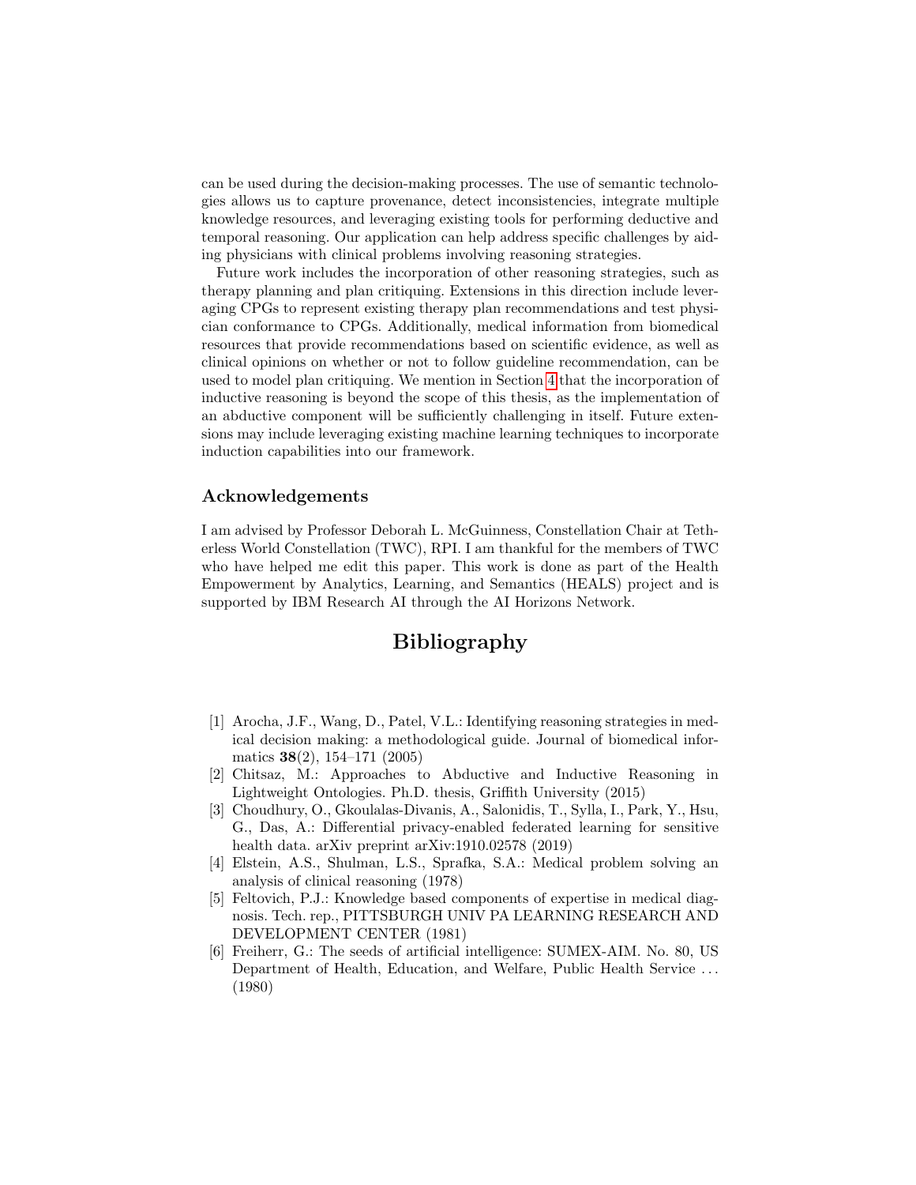can be used during the decision-making processes. The use of semantic technologies allows us to capture provenance, detect inconsistencies, integrate multiple knowledge resources, and leveraging existing tools for performing deductive and temporal reasoning. Our application can help address specific challenges by aiding physicians with clinical problems involving reasoning strategies.

Future work includes the incorporation of other reasoning strategies, such as therapy planning and plan critiquing. Extensions in this direction include leveraging CPGs to represent existing therapy plan recommendations and test physician conformance to CPGs. Additionally, medical information from biomedical resources that provide recommendations based on scientific evidence, as well as clinical opinions on whether or not to follow guideline recommendation, can be used to model plan critiquing. We mention in Section 4 that the incorporation of inductive reasoning is beyond the scope of this thesis, as the implementation of an abductive component will be sufficiently challenging in itself. Future extensions may include leveraging existing machine learning techniques to incorporate induction capabilities into our framework.

### Acknowledgements

I am advised by Professor Deborah L. McGuinness, Constellation Chair at Tetherless World Constellation (TWC), RPI. I am thankful for the members of TWC who have helped me edit this paper. This work is done as part of the Health Empowerment by Analytics, Learning, and Semantics (HEALS) project and is supported by IBM Research AI through the AI Horizons Network.

## Bibliography

[1] Arocha, J.F., Wang, D., Patel, V.L.: Identifying reasoning strategies in medical decision making: a methodological guide. Journal of biomedical informatics **38**(2), 154–171 (2005)

[2] Chitsaz, M.: Approaches to Abductive and Inductive Reasoning in Lightweight Ontologies. Ph.D. thesis, Griffith University (2015)

[3] Choudhury, O., Gkoulalas-Divanis, A., Salonidis, T., Sylla, I., Park, Y., Hsu, G., Das, A.: Differential privacy-enabled federated learning for sensitive health data. arXiv preprint arXiv:1910.02578 (2019)

[4] Elstein, A.S., Shulman, L.S., Sprafka, S.A.: Medical problem solving an analysis of clinical reasoning (1978)

[5] Feltovich, P.J.: Knowledge based components of expertise in medical diagnosis. Tech. rep., PITTSBURGH UNIV PA LEARNING RESEARCH AND DEVELOPMENT CENTER (1981)

[6] Freiherr, G.: The seeds of artificial intelligence: SUMEX-AIM. No. 80, US Department of Health, Education, and Welfare, Public Health Service ... (1980)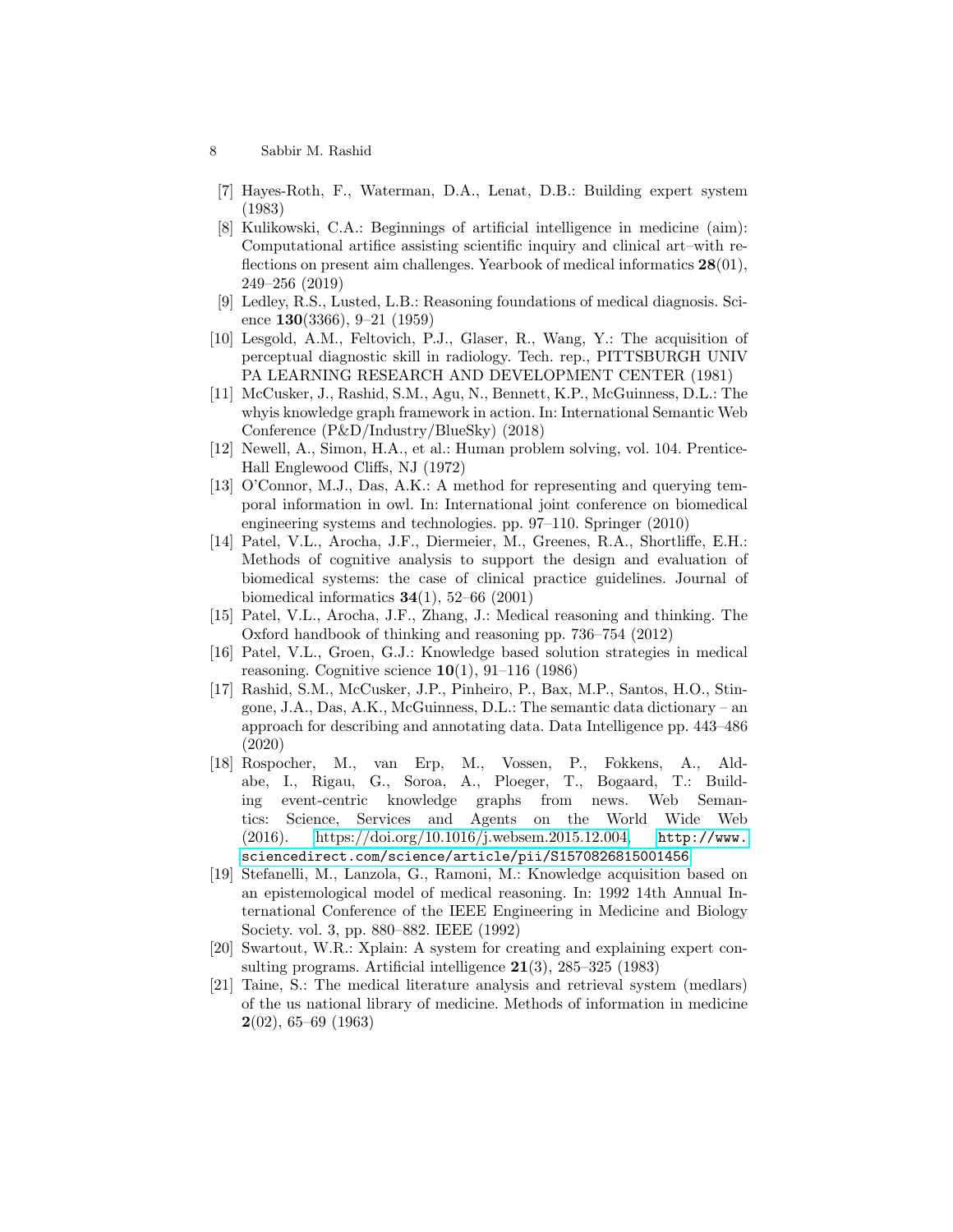[7] Hayes-Roth, F., Waterman, D.A., Lenat, D.B.: Building expert system (1983)

[8] Kulikowski, C.A.: Beginnings of artificial intelligence in medicine (aim): Computational artifice assisting scientific inquiry and clinical art–with reflections on present aim challenges. Yearbook of medical informatics **28**(01), 249–256 (2019)

[9] Ledley, R.S., Lusted, L.B.: Reasoning foundations of medical diagnosis. Science **130**(3366), 9–21 (1959)

[10] Lesgold, A.M., Feltovich, P.J., Glaser, R., Wang, Y.: The acquisition of perceptual diagnostic skill in radiology. Tech. rep., PITTSBURGH UNIV PA LEARNING RESEARCH AND DEVELOPMENT CENTER (1981)

[11] McCusker, J., Rashid, S.M., Agu, N., Bennett, K.P., McGuinness, D.L.: The whyis knowledge graph framework in action. In: International Semantic Web Conference (P&D/Industry/BlueSky) (2018)

[12] Newell, A., Simon, H.A., et al.: Human problem solving, vol. 104. Prentice-Hall Englewood Cliffs, NJ (1972)

[13] O'Connor, M.J., Das, A.K.: A method for representing and querying temporal information in owl. In: International joint conference on biomedical engineering systems and technologies. pp. 97–110. Springer (2010)

[14] Patel, V.L., Arocha, J.F., Diermeier, M., Greenes, R.A., Shortliffe, E.H.: Methods of cognitive analysis to support the design and evaluation of biomedical systems: the case of clinical practice guidelines. Journal of biomedical informatics **34**(1), 52–66 (2001)

[15] Patel, V.L., Arocha, J.F., Zhang, J.: Medical reasoning and thinking. The Oxford handbook of thinking and reasoning pp. 736–754 (2012)

[16] Patel, V.L., Groen, G.J.: Knowledge based solution strategies in medical reasoning. Cognitive science **10**(1), 91–116 (1986)

[17] Rashid, S.M., McCusker, J.P., Pinheiro, P., Bax, M.P., Santos, H.O., Stingone, J.A., Das, A.K., McGuinness, D.L.: The semantic data dictionary – an approach for describing and annotating data. Data Intelligence pp. 443–486 (2020)

[18] Rospocher, M., van Erp, M., Vossen, P., Fokkens, A., Aldabe, I., Rigau, G., Soroa, A., Ploeger, T., Bogaard, T.: Building event-centric knowledge graphs from news. Web Semantics: Science, Services and Agents on the World Wide Web (2016). https://doi.org/10.1016/j.websem.2015.12.004, `http://www.sciencedirect.com/science/article/pii/S1570826815001456`

[19] Stefanelli, M., Lanzola, G., Ramoni, M.: Knowledge acquisition based on an epistemological model of medical reasoning. In: 1992 14th Annual International Conference of the IEEE Engineering in Medicine and Biology Society. vol. 3, pp. 880–882. IEEE (1992)

[20] Swartout, W.R.: Xplain: A system for creating and explaining expert consulting programs. Artificial intelligence **21**(3), 285–325 (1983)

[21] Taine, S.: The medical literature analysis and retrieval system (medlars) of the us national library of medicine. Methods of information in medicine **2**(02), 65–69 (1963)